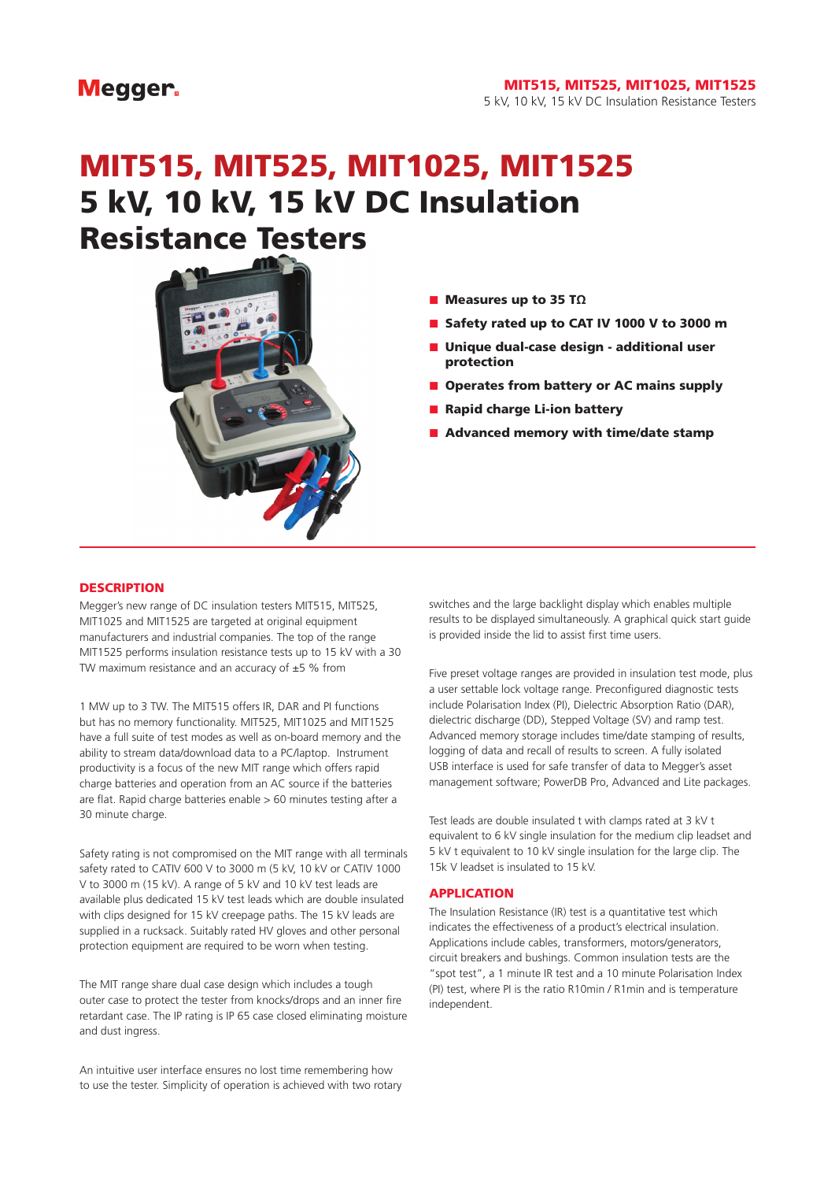# MIT515, MIT525, MIT1025, MIT1525
# 5 kV, 10 kV, 15 kV DC Insulation Resistance Testers

- **Measures up to 35 TΩ**
- **Safety rated up to CAT IV 1000 V to 3000 m**
- **Unique dual-case design - additional user protection**
- **Operates from battery or AC mains supply**
- **Rapid charge Li-ion battery**
- **Advanced memory with time/date stamp**

## DESCRIPTION

Megger's new range of DC insulation testers MIT515, MIT525, MIT1025 and MIT1525 are targeted at original equipment manufacturers and industrial companies. The top of the range MIT1525 performs insulation resistance tests up to 15 kV with a 30 TW maximum resistance and an accuracy of ±5 % from

1 MW up to 3 TW. The MIT515 offers IR, DAR and PI functions but has no memory functionality. MIT525, MIT1025 and MIT1525 have a full suite of test modes as well as on-board memory and the ability to stream data/download data to a PC/laptop. Instrument productivity is a focus of the new MIT range which offers rapid charge batteries and operation from an AC source if the batteries are flat. Rapid charge batteries enable > 60 minutes testing after a 30 minute charge.

Safety rating is not compromised on the MIT range with all terminals safety rated to CATIV 600 V to 3000 m (5 kV, 10 kV or CATIV 1000 V to 3000 m (15 kV). A range of 5 kV and 10 kV test leads are available plus dedicated 15 kV test leads which are double insulated with clips designed for 15 kV creepage paths. The 15 kV leads are supplied in a rucksack. Suitably rated HV gloves and other personal protection equipment are required to be worn when testing.

The MIT range share dual case design which includes a tough outer case to protect the tester from knocks/drops and an inner fire retardant case. The IP rating is IP 65 case closed eliminating moisture and dust ingress.

An intuitive user interface ensures no lost time remembering how to use the tester. Simplicity of operation is achieved with two rotary switches and the large backlight display which enables multiple results to be displayed simultaneously. A graphical quick start guide is provided inside the lid to assist first time users.

Five preset voltage ranges are provided in insulation test mode, plus a user settable lock voltage range. Preconfigured diagnostic tests include Polarisation Index (PI), Dielectric Absorption Ratio (DAR), dielectric discharge (DD), Stepped Voltage (SV) and ramp test. Advanced memory storage includes time/date stamping of results, logging of data and recall of results to screen. A fully isolated USB interface is used for safe transfer of data to Megger's asset management software; PowerDB Pro, Advanced and Lite packages.

Test leads are double insulated t with clamps rated at 3 kV t equivalent to 6 kV single insulation for the medium clip leadset and 5 kV t equivalent to 10 kV single insulation for the large clip. The 15k V leadset is insulated to 15 kV.

## APPLICATION

The Insulation Resistance (IR) test is a quantitative test which indicates the effectiveness of a product's electrical insulation. Applications include cables, transformers, motors/generators, circuit breakers and bushings. Common insulation tests are the "spot test", a 1 minute IR test and a 10 minute Polarisation Index (PI) test, where PI is the ratio R10min / R1min and is temperature independent.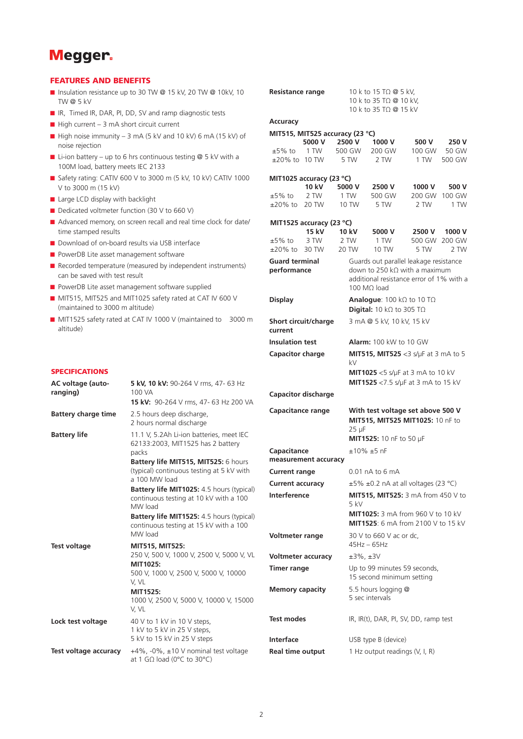## FEATURES AND BENEFITS

- Insulation resistance up to 30 TW @ 15 kV, 20 TW @ 10kV, 10 TW @ 5 kV
- IR, Timed IR, DAR, PI, DD, SV and ramp diagnostic tests
- High current – 3 mA short circuit current
- High noise immunity – 3 mA (5 kV and 10 kV) 6 mA (15 kV) of noise rejection
- Li-ion battery – up to 6 hrs continuous testing @ 5 kV with a 100M load, battery meets IEC 2133
- Safety rating: CATIV 600 V to 3000 m (5 kV, 10 kV) CATIV 1000 V to 3000 m (15 kV)
- Large LCD display with backlight
- Dedicated voltmeter function (30 V to 660 V)
- Advanced memory, on screen recall and real time clock for date/time stamped results
- Download of on-board results via USB interface
- PowerDB Lite asset management software
- Recorded temperature (measured by independent instruments) can be saved with test result
- PowerDB Lite asset management software supplied
- MIT515, MIT525 and MIT1025 safety rated at CAT IV 600 V (maintained to 3000 m altitude)
- MIT1525 safety rated at CAT IV 1000 V (maintained to 3000 m altitude)

## SPECIFICATIONS

**AC voltage (auto-ranging)**
**5 kV, 10 kV:** 90-264 V rms, 47- 63 Hz 100 VA
**15 kV:** 90-264 V rms, 47- 63 Hz 200 VA

**Battery charge time**
2.5 hours deep discharge,
2 hours normal discharge

**Battery life**
11.1 V, 5.2Ah Li-ion batteries, meet IEC 62133:2003, MIT1525 has 2 battery packs
**Battery life MIT515, MIT525:** 6 hours (typical) continuous testing at 5 kV with a 100 MW load
**Battery life MIT1025:** 4.5 hours (typical) continuous testing at 10 kV with a 100 MW load
**Battery life MIT1525:** 4.5 hours (typical) continuous testing at 15 kV with a 100 MW load

**Test voltage**
**MIT515, MIT525:**
250 V, 500 V, 1000 V, 2500 V, 5000 V, VL
**MIT1025:**
500 V, 1000 V, 2500 V, 5000 V, 10000 V, VL
**MIT1525:**
1000 V, 2500 V, 5000 V, 10000 V, 15000 V, VL

**Lock test voltage**
40 V to 1 kV in 10 V steps,
1 kV to 5 kV in 25 V steps,
5 kV to 15 kV in 25 V steps

**Test voltage accuracy**
+4%, -0%, ±10 V nominal test voltage at 1 GΩ load (0°C to 30°C)

**Resistance range**
10 k to 15 TΩ @ 5 kV,
10 k to 35 TΩ @ 10 kV,
10 k to 35 TΩ @ 15 kV

**Accuracy**

**MIT515, MIT525 accuracy (23 °C)**

| | 5000 V | 2500 V | 1000 V | 500 V | 250 V |
|---|---|---|---|---|---|
| ±5% to | 1 TW | 500 GW | 200 GW | 100 GW | 50 GW |
| ±20% to | 10 TW | 5 TW | 2 TW | 1 TW | 500 GW |

**MIT1025 accuracy (23 °C)**

| | 10 kV | 5000 V | 2500 V | 1000 V | 500 V |
|---|---|---|---|---|---|
| ±5% to | 2 TW | 1 TW | 500 GW | 200 GW | 100 GW |
| ±20% to | 20 TW | 10 TW | 5 TW | 2 TW | 1 TW |

**MIT1525 accuracy (23 °C)**

| | 15 kV | 10 kV | 5000 V | 2500 V | 1000 V |
|---|---|---|---|---|---|
| ±5% to | 3 TW | 2 TW | 1 TW | 500 GW | 200 GW |
| ±20% to | 30 TW | 20 TW | 10 TW | 5 TW | 2 TW |

**Guard terminal performance**
Guards out parallel leakage resistance down to 250 kΩ with a maximum additional resistance error of 1% with a 100 MΩ load

**Display**
**Analogue**: 100 kΩ to 10 TΩ
**Digital:** 10 kΩ to 305 TΩ

**Short circuit/charge current**
3 mA @ 5 kV, 10 kV, 15 kV

**Insulation test**
**Alarm:** 100 kW to 10 GW

**Capacitor charge**
**MIT515, MIT525** <3 s/µF at 3 mA to 5 kV
**MIT1025** <5 s/µF at 3 mA to 10 kV
**MIT1525** <7.5 s/µF at 3 mA to 15 kV

**Capacitor discharge**

**Capacitance range**
**With test voltage set above 500 V**
**MIT515, MIT525 MIT1025:** 10 nF to 25 µF
**MIT1525:** 10 nF to 50 µF

**Capacitance measurement accuracy**
±10% ±5 nF

**Current range**
0.01 nA to 6 mA

**Current accuracy**
±5% ±0.2 nA at all voltages (23 °C)

**Interference**
**MIT515, MIT525:** 3 mA from 450 V to 5 kV
**MIT1025:** 3 mA from 960 V to 10 kV
**MIT1525**: 6 mA from 2100 V to 15 kV

**Voltmeter range**
30 V to 660 V ac or dc,
45Hz – 65Hz

**Voltmeter accuracy**
±3%, ±3V

**Timer range**
Up to 99 minutes 59 seconds,
15 second minimum setting

**Memory capacity**
5.5 hours logging @
5 sec intervals

**Test modes**
IR, IR(t), DAR, PI, SV, DD, ramp test

**Interface**
USB type B (device)

**Real time output**
1 Hz output readings (V, I, R)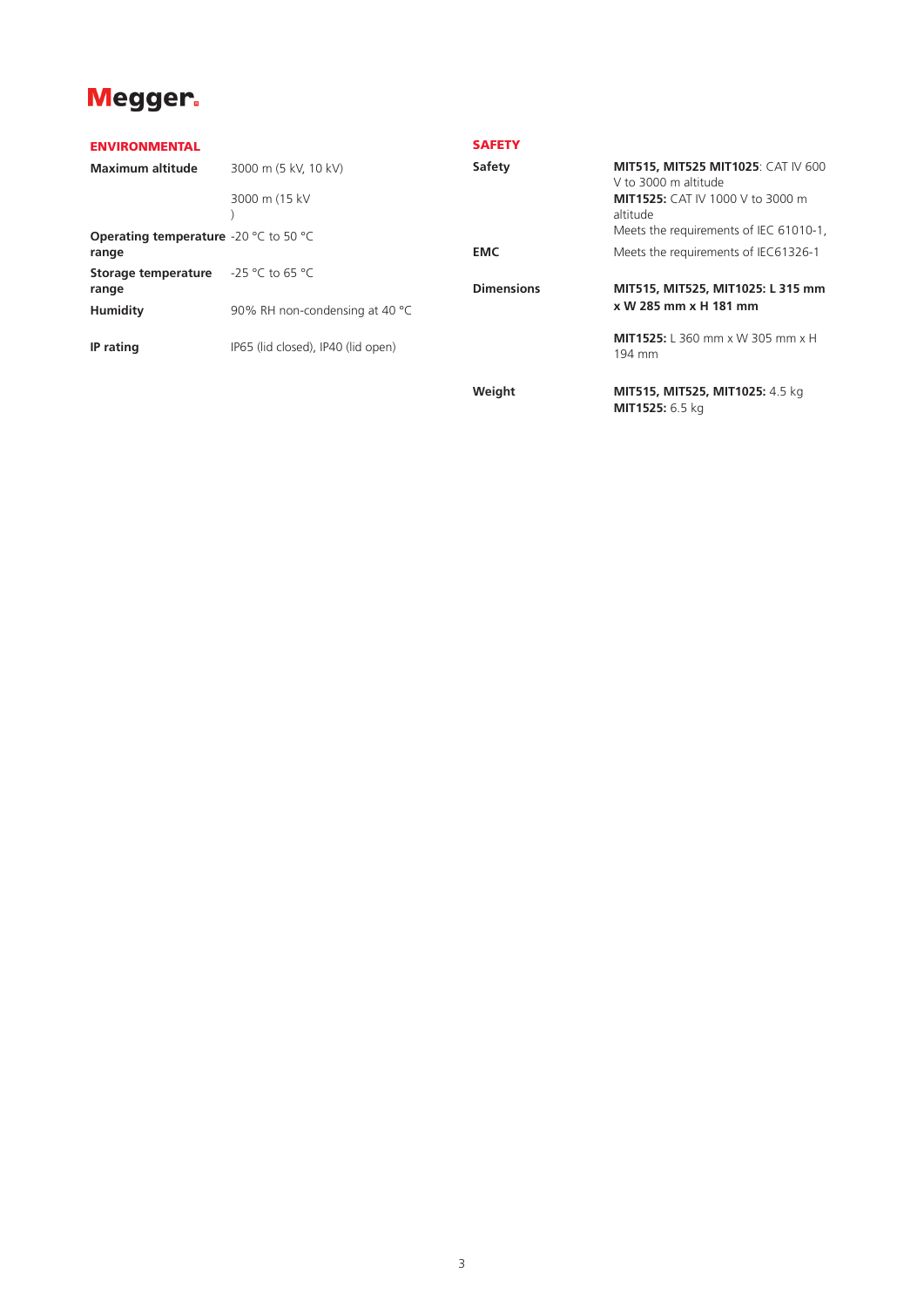## ENVIRONMENTAL

| | |
|---|---|
| **Maximum altitude** | 3000 m (5 kV, 10 kV) |
| | 3000 m (15 kV ) |
| **Operating temperature range** | -20 °C to 50 °C |
| **Storage temperature range** | -25 °C to 65 °C |
| **Humidity** | 90% RH non-condensing at 40 °C |
| **IP rating** | IP65 (lid closed), IP40 (lid open) |

## SAFETY

| | |
|---|---|
| **Safety** | **MIT515, MIT525 MIT1025**: CAT IV 600 V to 3000 m altitude<br>**MIT1525:** CAT IV 1000 V to 3000 m altitude<br>Meets the requirements of IEC 61010-1, |
| **EMC** | Meets the requirements of IEC61326-1 |
| **Dimensions** | **MIT515, MIT525, MIT1025: L 315 mm x W 285 mm x H 181 mm**<br>**MIT1525:** L 360 mm x W 305 mm x H 194 mm |
| **Weight** | **MIT515, MIT525, MIT1025:** 4.5 kg<br>**MIT1525:** 6.5 kg |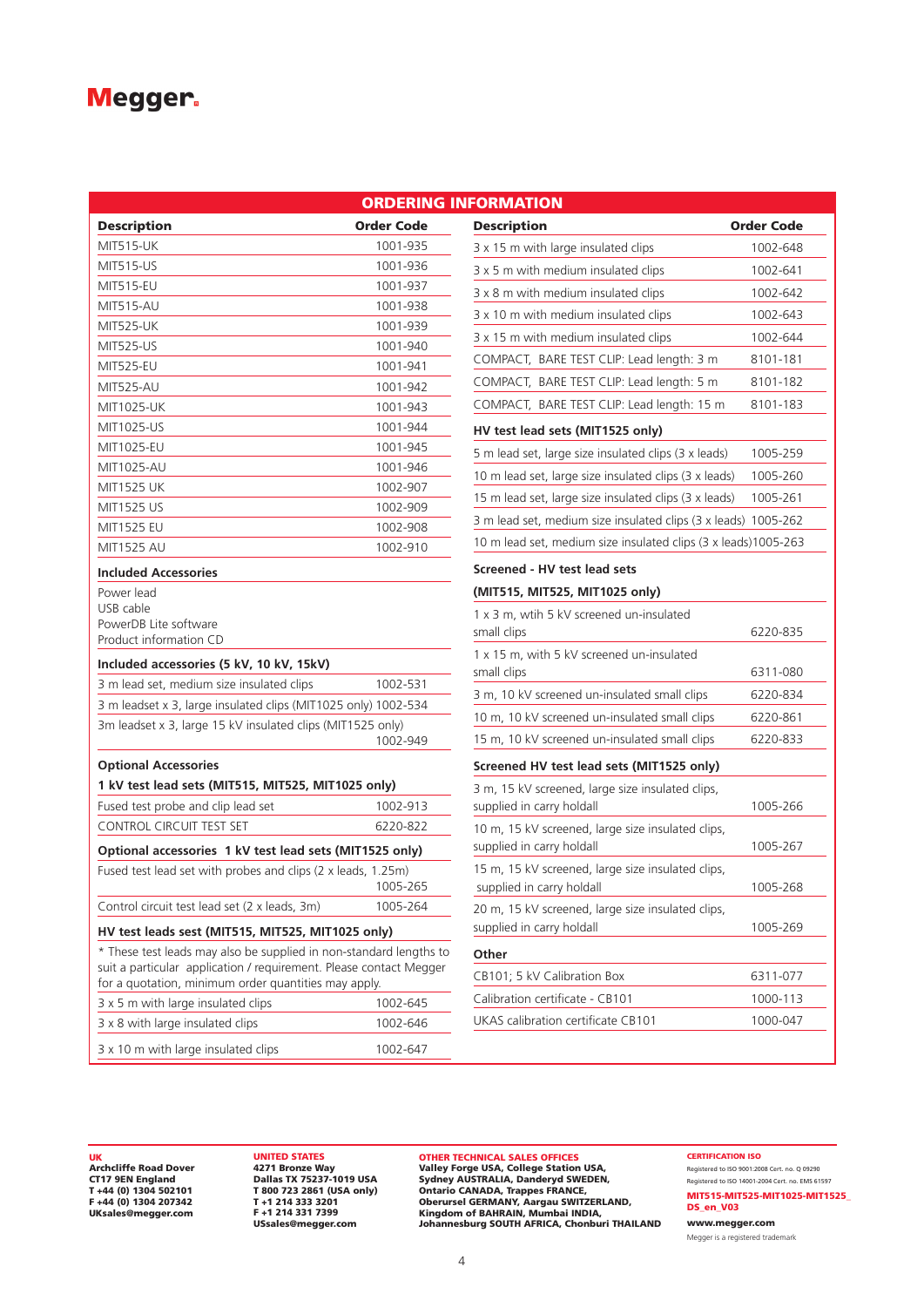## ORDERING INFORMATION

| Description | Order Code |
|---|---|
| MIT515-UK | 1001-935 |
| MIT515-US | 1001-936 |
| MIT515-EU | 1001-937 |
| MIT515-AU | 1001-938 |
| MIT525-UK | 1001-939 |
| MIT525-US | 1001-940 |
| MIT525-EU | 1001-941 |
| MIT525-AU | 1001-942 |
| MIT1025-UK | 1001-943 |
| MIT1025-US | 1001-944 |
| MIT1025-EU | 1001-945 |
| MIT1025-AU | 1001-946 |
| MIT1525 UK | 1002-907 |
| MIT1525 US | 1002-909 |
| MIT1525 EU | 1002-908 |
| MIT1525 AU | 1002-910 |

### Included Accessories

Power lead
USB cable
PowerDB Lite software
Product information CD

### Included accessories (5 kV, 10 kV, 15kV)

| Description | Order Code |
|---|---|
| 3 m lead set, medium size insulated clips | 1002-531 |
| 3 m leadset x 3, large insulated clips (MIT1025 only) | 1002-534 |
| 3m leadset x 3, large 15 kV insulated clips (MIT1525 only) | 1002-949 |

### Optional Accessories

#### 1 kV test lead sets (MIT515, MIT525, MIT1025 only)

| Description | Order Code |
|---|---|
| Fused test probe and clip lead set | 1002-913 |
| CONTROL CIRCUIT TEST SET | 6220-822 |

#### Optional accessories 1 kV test lead sets (MIT1525 only)

| Description | Order Code |
|---|---|
| Fused test lead set with probes and clips (2 x leads, 1.25m) | 1005-265 |
| Control circuit test lead set (2 x leads, 3m) | 1005-264 |

#### HV test leads sest (MIT515, MIT525, MIT1025 only)

* These test leads may also be supplied in non-standard lengths to suit a particular application / requirement. Please contact Megger for a quotation, minimum order quantities may apply.

| Description | Order Code |
|---|---|
| 3 x 5 m with large insulated clips | 1002-645 |
| 3 x 8 with large insulated clips | 1002-646 |
| 3 x 10 m with large insulated clips | 1002-647 |
| 3 x 15 m with large insulated clips | 1002-648 |
| 3 x 5 m with medium insulated clips | 1002-641 |
| 3 x 8 m with medium insulated clips | 1002-642 |
| 3 x 10 m with medium insulated clips | 1002-643 |
| 3 x 15 m with medium insulated clips | 1002-644 |
| COMPACT, BARE TEST CLIP: Lead length: 3 m | 8101-181 |
| COMPACT, BARE TEST CLIP: Lead length: 5 m | 8101-182 |
| COMPACT, BARE TEST CLIP: Lead length: 15 m | 8101-183 |

#### HV test lead sets (MIT1525 only)

| Description | Order Code |
|---|---|
| 5 m lead set, large size insulated clips (3 x leads) | 1005-259 |
| 10 m lead set, large size insulated clips (3 x leads) | 1005-260 |
| 15 m lead set, large size insulated clips (3 x leads) | 1005-261 |
| 3 m lead set, medium size insulated clips (3 x leads) | 1005-262 |
| 10 m lead set, medium size insulated clips (3 x leads) | 1005-263 |

#### Screened - HV test lead sets (MIT515, MIT525, MIT1025 only)

| Description | Order Code |
|---|---|
| 1 x 3 m, wtih 5 kV screened un-insulated small clips | 6220-835 |
| 1 x 15 m, with 5 kV screened un-insulated small clips | 6311-080 |
| 3 m, 10 kV screened un-insulated small clips | 6220-834 |
| 10 m, 10 kV screened un-insulated small clips | 6220-861 |
| 15 m, 10 kV screened un-insulated small clips | 6220-833 |

#### Screened HV test lead sets (MIT1525 only)

| Description | Order Code |
|---|---|
| 3 m, 15 kV screened, large size insulated clips, supplied in carry holdall | 1005-266 |
| 10 m, 15 kV screened, large size insulated clips, supplied in carry holdall | 1005-267 |
| 15 m, 15 kV screened, large size insulated clips, supplied in carry holdall | 1005-268 |
| 20 m, 15 kV screened, large size insulated clips, supplied in carry holdall | 1005-269 |

#### Other

| Description | Order Code |
|---|---|
| CB101; 5 kV Calibration Box | 6311-077 |
| Calibration certificate - CB101 | 1000-113 |
| UKAS calibration certificate CB101 | 1000-047 |

**UK**
**Archcliffe Road Dover**
**CT17 9EN England**
**T +44 (0) 1304 502101**
**F +44 (0) 1304 207342**
**UKsales@megger.com**

**UNITED STATES**
**4271 Bronze Way**
**Dallas TX 75237-1019 USA**
**T 800 723 2861 (USA only)**
**T +1 214 333 3201**
**F +1 214 331 7399**
**USsales@megger.com**

**OTHER TECHNICAL SALES OFFICES**
**Valley Forge USA, College Station USA, Sydney AUSTRALIA, Danderyd SWEDEN, Ontario CANADA, Trappes FRANCE, Oberursel GERMANY, Aargau SWITZERLAND, Kingdom of BAHRAIN, Mumbai INDIA, Johannesburg SOUTH AFRICA, Chonburi THAILAND**

**CERTIFICATION ISO**
Registered to ISO 9001:2008 Cert. no. Q 09290
Registered to ISO 14001-2004 Cert. no. EMS 61597

**MIT515-MIT525-MIT1025-MIT1525_DS_en_V03**

**www.megger.com**
Megger is a registered trademark